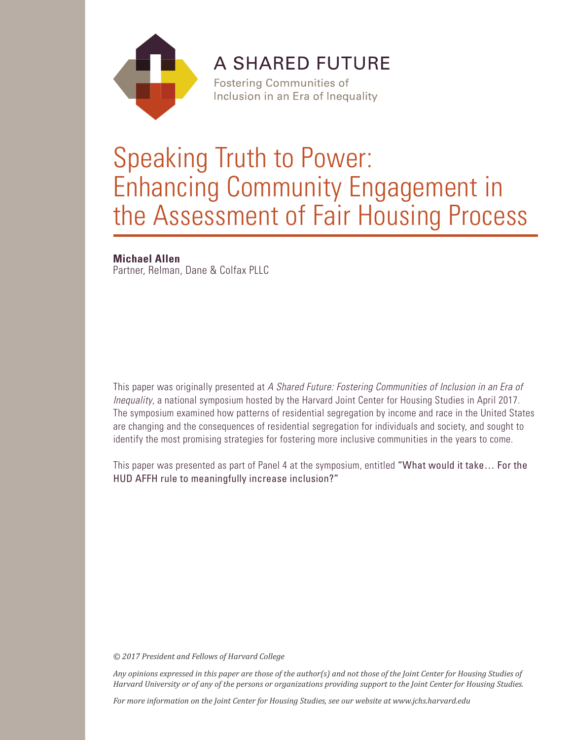A SHARED FUTURE

Fostering Communities of Inclusion in an Era of Inequality

# Speaking Truth to Power: Enhancing Community Engagement in the Assessment of Fair Housing Process

**Michael Allen**
Partner, Relman, Dane & Colfax PLLC

This paper was originally presented at *A Shared Future: Fostering Communities of Inclusion in an Era of Inequality*, a national symposium hosted by the Harvard Joint Center for Housing Studies in April 2017. The symposium examined how patterns of residential segregation by income and race in the United States are changing and the consequences of residential segregation for individuals and society, and sought to identify the most promising strategies for fostering more inclusive communities in the years to come.

This paper was presented as part of Panel 4 at the symposium, entitled "What would it take… For the HUD AFFH rule to meaningfully increase inclusion?"

*© 2017 President and Fellows of Harvard College*

*Any opinions expressed in this paper are those of the author(s) and not those of the Joint Center for Housing Studies of Harvard University or of any of the persons or organizations providing support to the Joint Center for Housing Studies.*

*For more information on the Joint Center for Housing Studies, see our website at www.jchs.harvard.edu*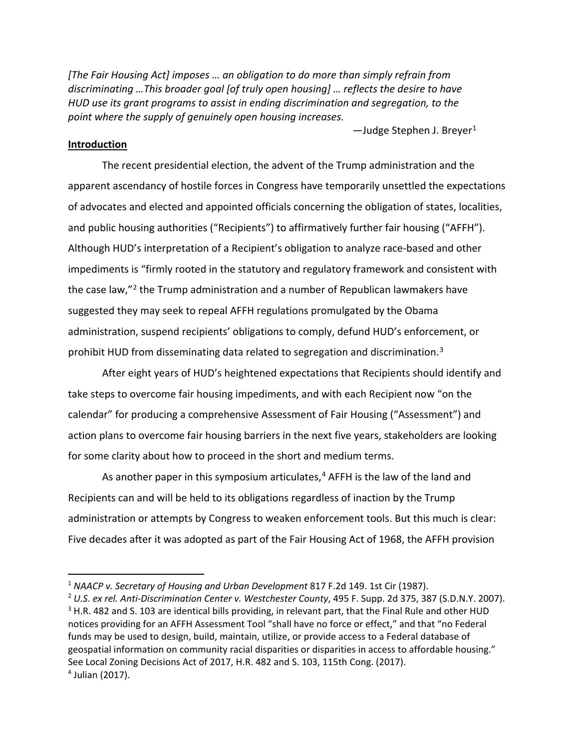*[The Fair Housing Act] imposes … an obligation to do more than simply refrain from discriminating …This broader goal [of truly open housing] … reflects the desire to have HUD use its grant programs to assist in ending discrimination and segregation, to the point where the supply of genuinely open housing increases.*

—Judge Stephen J. Breyer[1]

**Introduction**

The recent presidential election, the advent of the Trump administration and the apparent ascendancy of hostile forces in Congress have temporarily unsettled the expectations of advocates and elected and appointed officials concerning the obligation of states, localities, and public housing authorities ("Recipients") to affirmatively further fair housing ("AFFH"). Although HUD's interpretation of a Recipient's obligation to analyze race-based and other impediments is "firmly rooted in the statutory and regulatory framework and consistent with the case law,"[2] the Trump administration and a number of Republican lawmakers have suggested they may seek to repeal AFFH regulations promulgated by the Obama administration, suspend recipients' obligations to comply, defund HUD's enforcement, or prohibit HUD from disseminating data related to segregation and discrimination.[3]

After eight years of HUD's heightened expectations that Recipients should identify and take steps to overcome fair housing impediments, and with each Recipient now "on the calendar" for producing a comprehensive Assessment of Fair Housing ("Assessment") and action plans to overcome fair housing barriers in the next five years, stakeholders are looking for some clarity about how to proceed in the short and medium terms.

As another paper in this symposium articulates,[4] AFFH is the law of the land and Recipients can and will be held to its obligations regardless of inaction by the Trump administration or attempts by Congress to weaken enforcement tools. But this much is clear: Five decades after it was adopted as part of the Fair Housing Act of 1968, the AFFH provision

---

[1] *NAACP v. Secretary of Housing and Urban Development* 817 F.2d 149. 1st Cir (1987).

[2] *U.S. ex rel. Anti-Discrimination Center v. Westchester County*, 495 F. Supp. 2d 375, 387 (S.D.N.Y. 2007).

[3] H.R. 482 and S. 103 are identical bills providing, in relevant part, that the Final Rule and other HUD notices providing for an AFFH Assessment Tool "shall have no force or effect," and that "no Federal funds may be used to design, build, maintain, utilize, or provide access to a Federal database of geospatial information on community racial disparities or disparities in access to affordable housing." See Local Zoning Decisions Act of 2017, H.R. 482 and S. 103, 115th Cong. (2017).

[4] Julian (2017).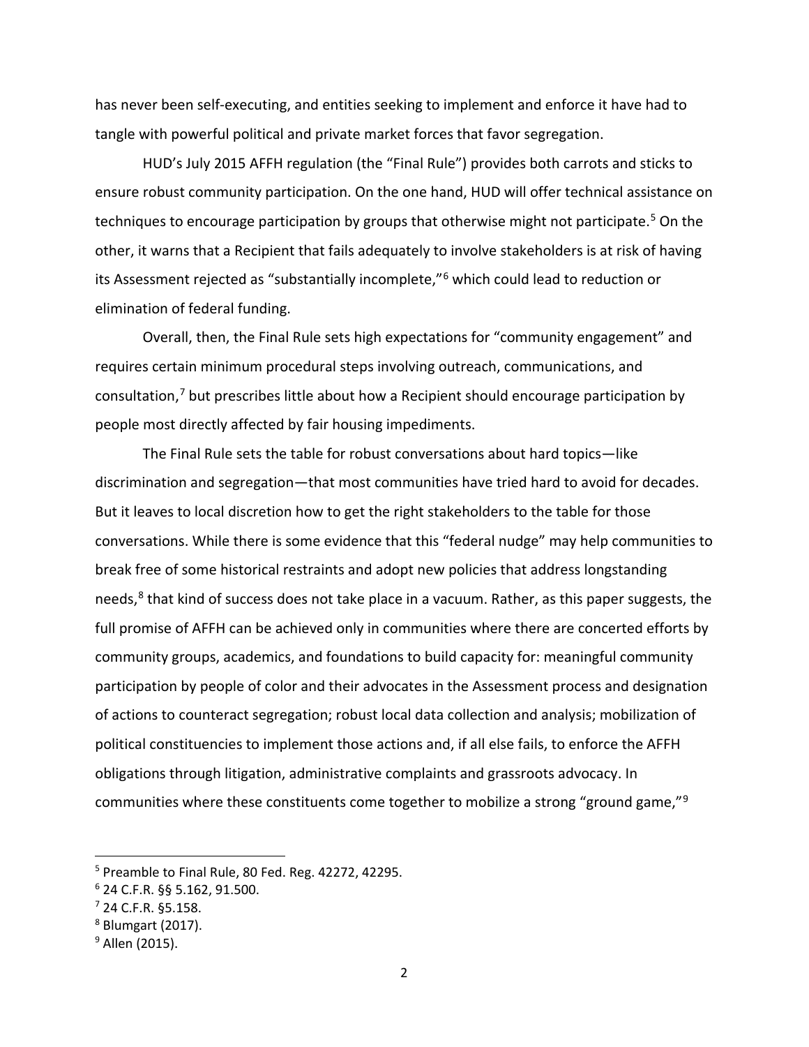has never been self-executing, and entities seeking to implement and enforce it have had to tangle with powerful political and private market forces that favor segregation.

HUD's July 2015 AFFH regulation (the "Final Rule") provides both carrots and sticks to ensure robust community participation. On the one hand, HUD will offer technical assistance on techniques to encourage participation by groups that otherwise might not participate.[5] On the other, it warns that a Recipient that fails adequately to involve stakeholders is at risk of having its Assessment rejected as "substantially incomplete,"[6] which could lead to reduction or elimination of federal funding.

Overall, then, the Final Rule sets high expectations for "community engagement" and requires certain minimum procedural steps involving outreach, communications, and consultation,[7] but prescribes little about how a Recipient should encourage participation by people most directly affected by fair housing impediments.

The Final Rule sets the table for robust conversations about hard topics—like discrimination and segregation—that most communities have tried hard to avoid for decades. But it leaves to local discretion how to get the right stakeholders to the table for those conversations. While there is some evidence that this "federal nudge" may help communities to break free of some historical restraints and adopt new policies that address longstanding needs,[8] that kind of success does not take place in a vacuum. Rather, as this paper suggests, the full promise of AFFH can be achieved only in communities where there are concerted efforts by community groups, academics, and foundations to build capacity for: meaningful community participation by people of color and their advocates in the Assessment process and designation of actions to counteract segregation; robust local data collection and analysis; mobilization of political constituencies to implement those actions and, if all else fails, to enforce the AFFH obligations through litigation, administrative complaints and grassroots advocacy. In communities where these constituents come together to mobilize a strong "ground game,"[9]

---

[5] Preamble to Final Rule, 80 Fed. Reg. 42272, 42295.

[6] 24 C.F.R. §§ 5.162, 91.500.

[7] 24 C.F.R. §5.158.

[8] Blumgart (2017).

[9] Allen (2015).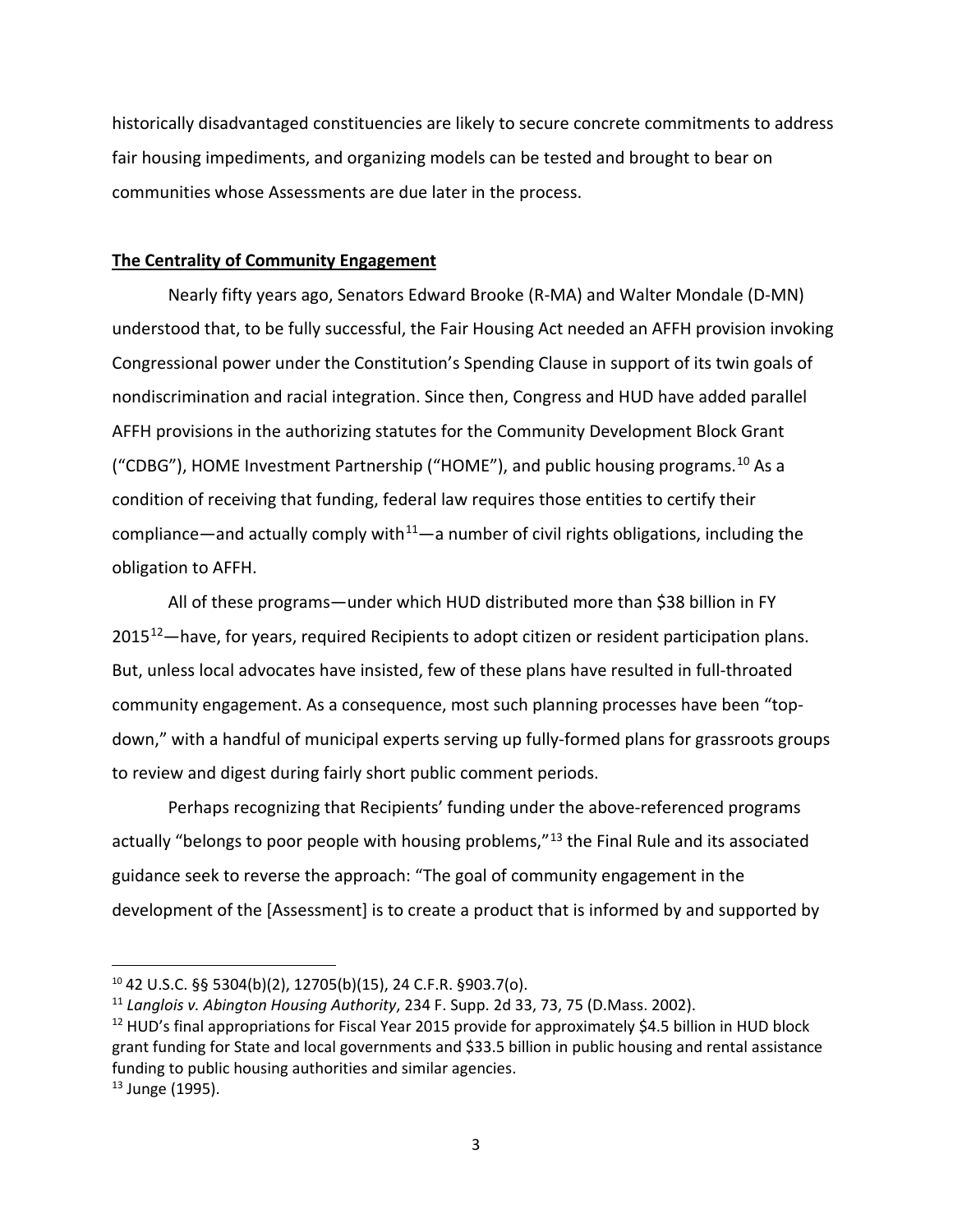historically disadvantaged constituencies are likely to secure concrete commitments to address fair housing impediments, and organizing models can be tested and brought to bear on communities whose Assessments are due later in the process.

## **The Centrality of Community Engagement**

Nearly fifty years ago, Senators Edward Brooke (R-MA) and Walter Mondale (D-MN) understood that, to be fully successful, the Fair Housing Act needed an AFFH provision invoking Congressional power under the Constitution's Spending Clause in support of its twin goals of nondiscrimination and racial integration. Since then, Congress and HUD have added parallel AFFH provisions in the authorizing statutes for the Community Development Block Grant ("CDBG"), HOME Investment Partnership ("HOME"), and public housing programs.[10] As a condition of receiving that funding, federal law requires those entities to certify their compliance—and actually comply with[11]—a number of civil rights obligations, including the obligation to AFFH.

All of these programs—under which HUD distributed more than $38 billion in FY 2015[12]—have, for years, required Recipients to adopt citizen or resident participation plans. But, unless local advocates have insisted, few of these plans have resulted in full-throated community engagement. As a consequence, most such planning processes have been "top-down," with a handful of municipal experts serving up fully-formed plans for grassroots groups to review and digest during fairly short public comment periods.

Perhaps recognizing that Recipients' funding under the above-referenced programs actually "belongs to poor people with housing problems,"[13] the Final Rule and its associated guidance seek to reverse the approach: "The goal of community engagement in the development of the [Assessment] is to create a product that is informed by and supported by

---

[10] 42 U.S.C. §§ 5304(b)(2), 12705(b)(15), 24 C.F.R. §903.7(o).

[11] *Langlois v. Abington Housing Authority*, 234 F. Supp. 2d 33, 73, 75 (D.Mass. 2002).

[12] HUD's final appropriations for Fiscal Year 2015 provide for approximately $4.5 billion in HUD block grant funding for State and local governments and $33.5 billion in public housing and rental assistance funding to public housing authorities and similar agencies.

[13] Junge (1995).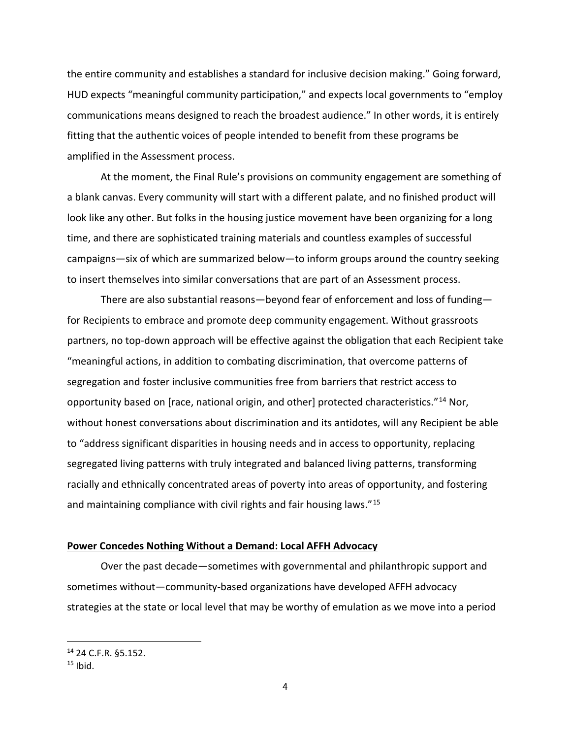the entire community and establishes a standard for inclusive decision making." Going forward, HUD expects "meaningful community participation," and expects local governments to "employ communications means designed to reach the broadest audience." In other words, it is entirely fitting that the authentic voices of people intended to benefit from these programs be amplified in the Assessment process.

At the moment, the Final Rule's provisions on community engagement are something of a blank canvas. Every community will start with a different palate, and no finished product will look like any other. But folks in the housing justice movement have been organizing for a long time, and there are sophisticated training materials and countless examples of successful campaigns—six of which are summarized below—to inform groups around the country seeking to insert themselves into similar conversations that are part of an Assessment process.

There are also substantial reasons—beyond fear of enforcement and loss of funding—for Recipients to embrace and promote deep community engagement. Without grassroots partners, no top-down approach will be effective against the obligation that each Recipient take "meaningful actions, in addition to combating discrimination, that overcome patterns of segregation and foster inclusive communities free from barriers that restrict access to opportunity based on [race, national origin, and other] protected characteristics."[14] Nor, without honest conversations about discrimination and its antidotes, will any Recipient be able to "address significant disparities in housing needs and in access to opportunity, replacing segregated living patterns with truly integrated and balanced living patterns, transforming racially and ethnically concentrated areas of poverty into areas of opportunity, and fostering and maintaining compliance with civil rights and fair housing laws."[15]

## Power Concedes Nothing Without a Demand: Local AFFH Advocacy

Over the past decade—sometimes with governmental and philanthropic support and sometimes without—community-based organizations have developed AFFH advocacy strategies at the state or local level that may be worthy of emulation as we move into a period

---

[14] 24 C.F.R. §5.152.

[15] Ibid.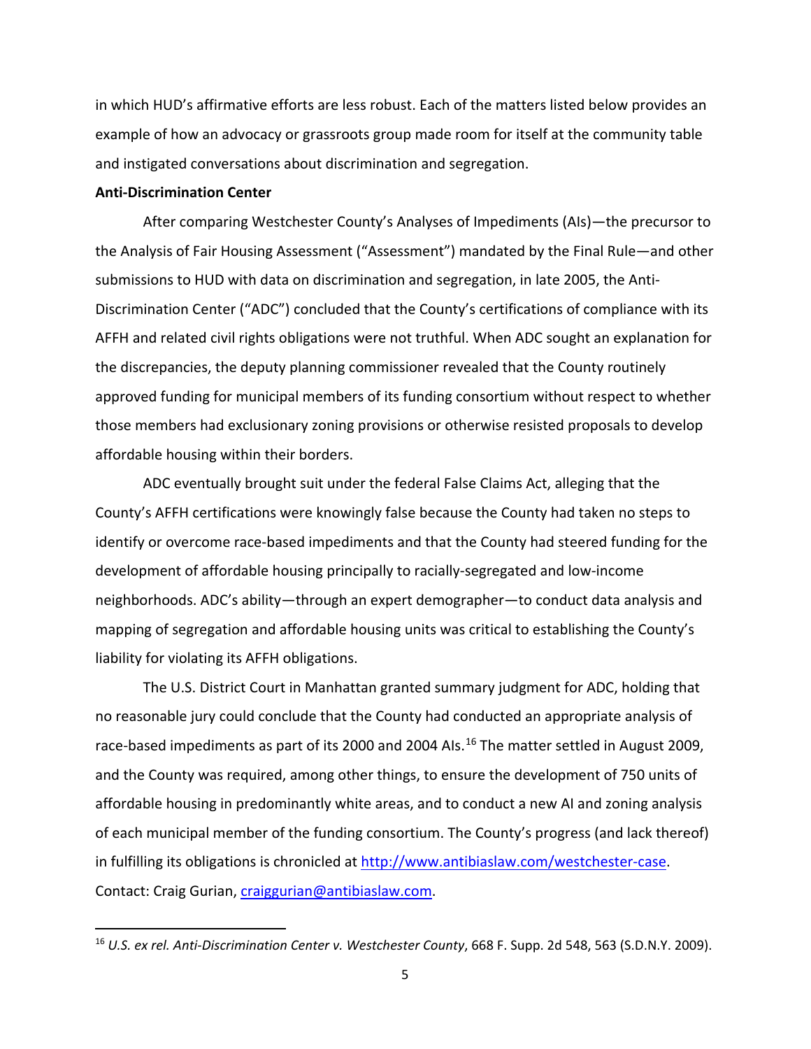in which HUD's affirmative efforts are less robust. Each of the matters listed below provides an example of how an advocacy or grassroots group made room for itself at the community table and instigated conversations about discrimination and segregation.

**Anti-Discrimination Center**

After comparing Westchester County's Analyses of Impediments (AIs)—the precursor to the Analysis of Fair Housing Assessment ("Assessment") mandated by the Final Rule—and other submissions to HUD with data on discrimination and segregation, in late 2005, the Anti-Discrimination Center ("ADC") concluded that the County's certifications of compliance with its AFFH and related civil rights obligations were not truthful. When ADC sought an explanation for the discrepancies, the deputy planning commissioner revealed that the County routinely approved funding for municipal members of its funding consortium without respect to whether those members had exclusionary zoning provisions or otherwise resisted proposals to develop affordable housing within their borders.

ADC eventually brought suit under the federal False Claims Act, alleging that the County's AFFH certifications were knowingly false because the County had taken no steps to identify or overcome race-based impediments and that the County had steered funding for the development of affordable housing principally to racially-segregated and low-income neighborhoods. ADC's ability—through an expert demographer—to conduct data analysis and mapping of segregation and affordable housing units was critical to establishing the County's liability for violating its AFFH obligations.

The U.S. District Court in Manhattan granted summary judgment for ADC, holding that no reasonable jury could conclude that the County had conducted an appropriate analysis of race-based impediments as part of its 2000 and 2004 AIs.[16] The matter settled in August 2009, and the County was required, among other things, to ensure the development of 750 units of affordable housing in predominantly white areas, and to conduct a new AI and zoning analysis of each municipal member of the funding consortium. The County's progress (and lack thereof) in fulfilling its obligations is chronicled at http://www.antibiaslaw.com/westchester-case. Contact: Craig Gurian, craiggurian@antibiaslaw.com.

[16] *U.S. ex rel. Anti-Discrimination Center v. Westchester County*, 668 F. Supp. 2d 548, 563 (S.D.N.Y. 2009).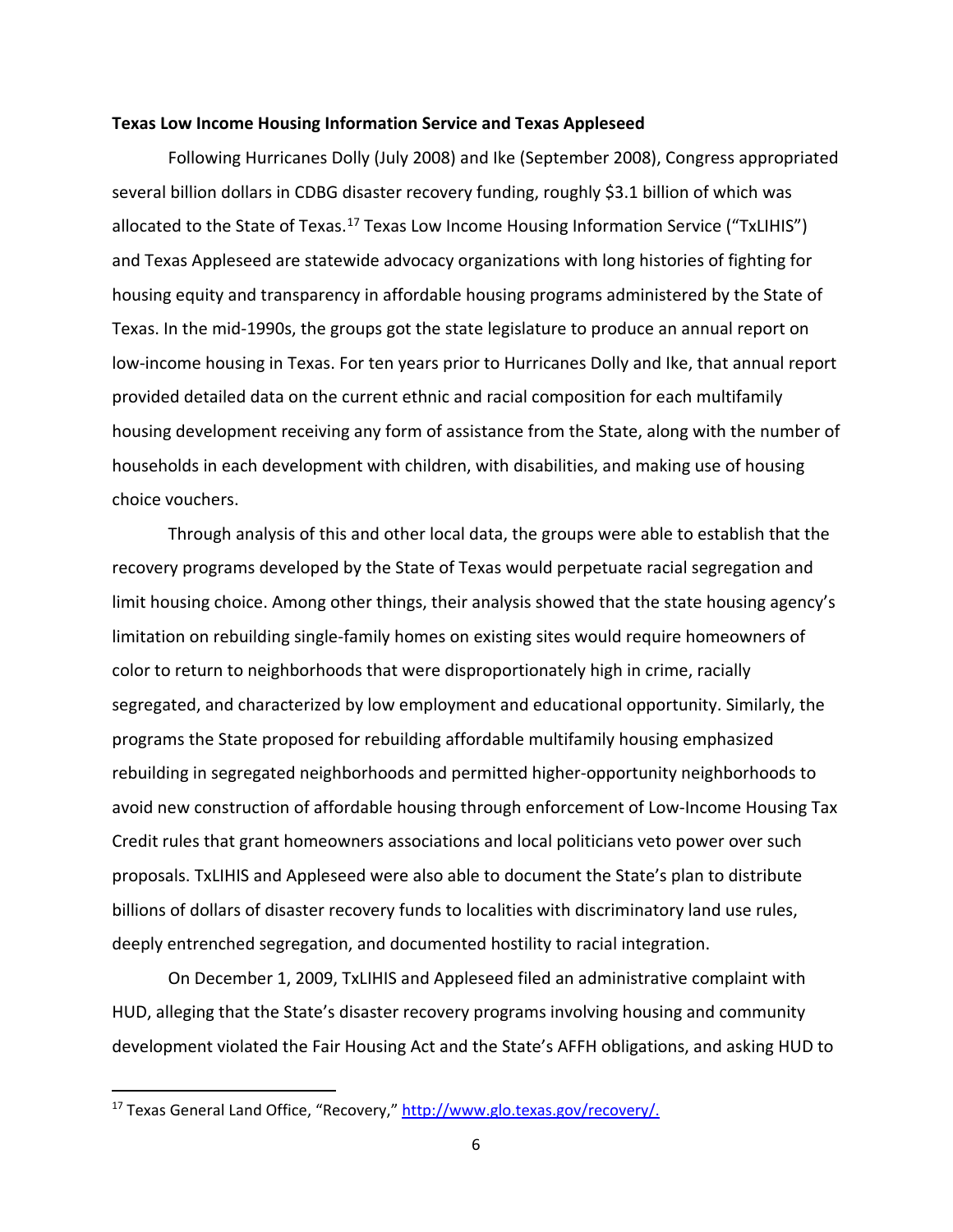**Texas Low Income Housing Information Service and Texas Appleseed**

Following Hurricanes Dolly (July 2008) and Ike (September 2008), Congress appropriated several billion dollars in CDBG disaster recovery funding, roughly $3.1 billion of which was allocated to the State of Texas.[17] Texas Low Income Housing Information Service ("TxLIHIS") and Texas Appleseed are statewide advocacy organizations with long histories of fighting for housing equity and transparency in affordable housing programs administered by the State of Texas. In the mid-1990s, the groups got the state legislature to produce an annual report on low-income housing in Texas. For ten years prior to Hurricanes Dolly and Ike, that annual report provided detailed data on the current ethnic and racial composition for each multifamily housing development receiving any form of assistance from the State, along with the number of households in each development with children, with disabilities, and making use of housing choice vouchers.

Through analysis of this and other local data, the groups were able to establish that the recovery programs developed by the State of Texas would perpetuate racial segregation and limit housing choice. Among other things, their analysis showed that the state housing agency's limitation on rebuilding single-family homes on existing sites would require homeowners of color to return to neighborhoods that were disproportionately high in crime, racially segregated, and characterized by low employment and educational opportunity. Similarly, the programs the State proposed for rebuilding affordable multifamily housing emphasized rebuilding in segregated neighborhoods and permitted higher-opportunity neighborhoods to avoid new construction of affordable housing through enforcement of Low-Income Housing Tax Credit rules that grant homeowners associations and local politicians veto power over such proposals. TxLIHIS and Appleseed were also able to document the State's plan to distribute billions of dollars of disaster recovery funds to localities with discriminatory land use rules, deeply entrenched segregation, and documented hostility to racial integration.

On December 1, 2009, TxLIHIS and Appleseed filed an administrative complaint with HUD, alleging that the State's disaster recovery programs involving housing and community development violated the Fair Housing Act and the State's AFFH obligations, and asking HUD to

[17] Texas General Land Office, "Recovery," http://www.glo.texas.gov/recovery/.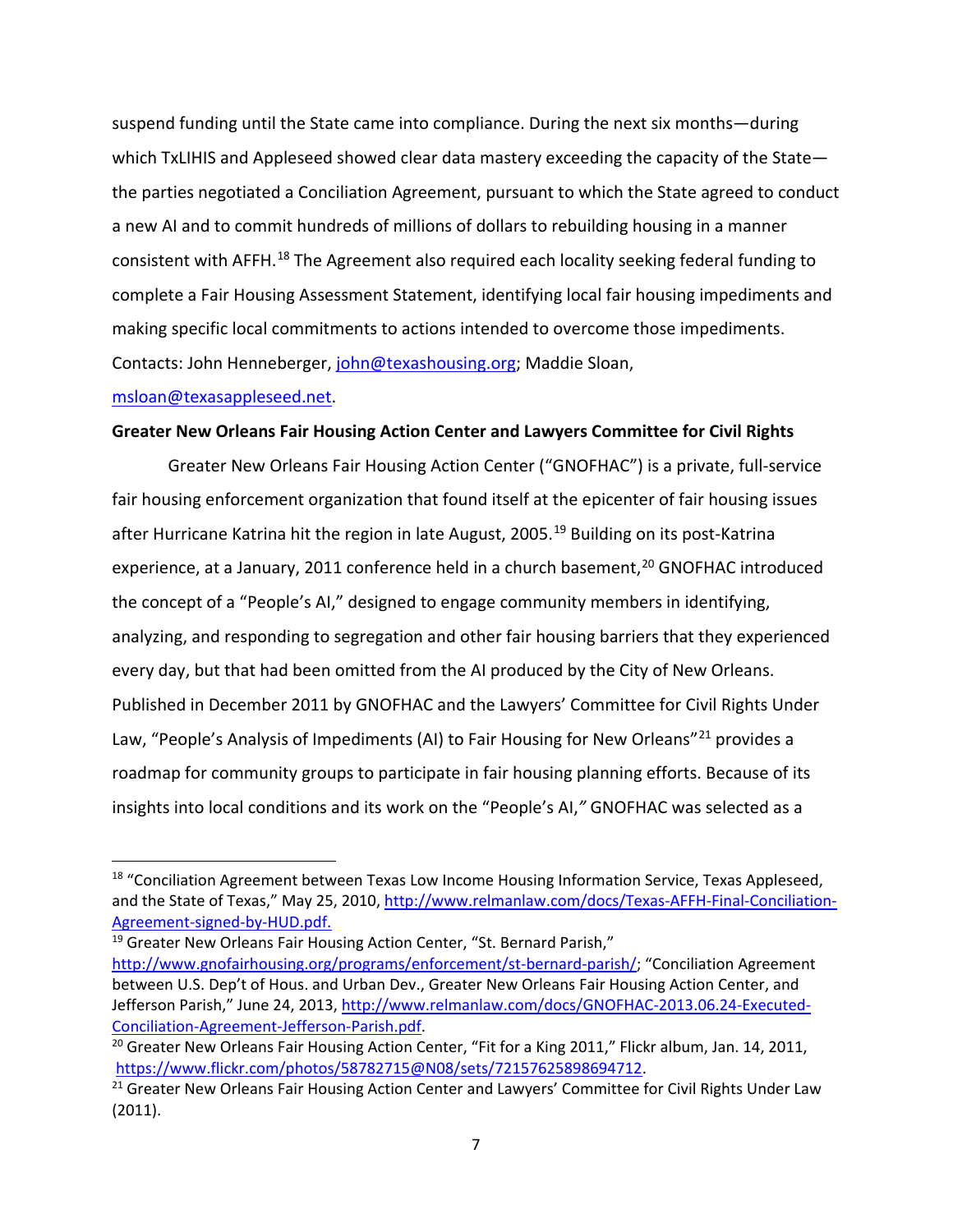suspend funding until the State came into compliance. During the next six months—during which TxLIHIS and Appleseed showed clear data mastery exceeding the capacity of the State—the parties negotiated a Conciliation Agreement, pursuant to which the State agreed to conduct a new AI and to commit hundreds of millions of dollars to rebuilding housing in a manner consistent with AFFH.[18] The Agreement also required each locality seeking federal funding to complete a Fair Housing Assessment Statement, identifying local fair housing impediments and making specific local commitments to actions intended to overcome those impediments. Contacts: John Henneberger, john@texashousing.org; Maddie Sloan, msloan@texasappleseed.net.

**Greater New Orleans Fair Housing Action Center and Lawyers Committee for Civil Rights**

Greater New Orleans Fair Housing Action Center ("GNOFHAC") is a private, full-service fair housing enforcement organization that found itself at the epicenter of fair housing issues after Hurricane Katrina hit the region in late August, 2005.[19] Building on its post-Katrina experience, at a January, 2011 conference held in a church basement,[20] GNOFHAC introduced the concept of a "People's AI," designed to engage community members in identifying, analyzing, and responding to segregation and other fair housing barriers that they experienced every day, but that had been omitted from the AI produced by the City of New Orleans. Published in December 2011 by GNOFHAC and the Lawyers' Committee for Civil Rights Under Law, "People's Analysis of Impediments (AI) to Fair Housing for New Orleans"[21] provides a roadmap for community groups to participate in fair housing planning efforts. Because of its insights into local conditions and its work on the "People's AI," GNOFHAC was selected as a

---

[18] "Conciliation Agreement between Texas Low Income Housing Information Service, Texas Appleseed, and the State of Texas," May 25, 2010, http://www.relmanlaw.com/docs/Texas-AFFH-Final-Conciliation-Agreement-signed-by-HUD.pdf.

[19] Greater New Orleans Fair Housing Action Center, "St. Bernard Parish," http://www.gnofairhousing.org/programs/enforcement/st-bernard-parish/; "Conciliation Agreement between U.S. Dep't of Hous. and Urban Dev., Greater New Orleans Fair Housing Action Center, and Jefferson Parish," June 24, 2013, http://www.relmanlaw.com/docs/GNOFHAC-2013.06.24-Executed-Conciliation-Agreement-Jefferson-Parish.pdf.

[20] Greater New Orleans Fair Housing Action Center, "Fit for a King 2011," Flickr album, Jan. 14, 2011, https://www.flickr.com/photos/58782715@N08/sets/72157625898694712.

[21] Greater New Orleans Fair Housing Action Center and Lawyers' Committee for Civil Rights Under Law (2011).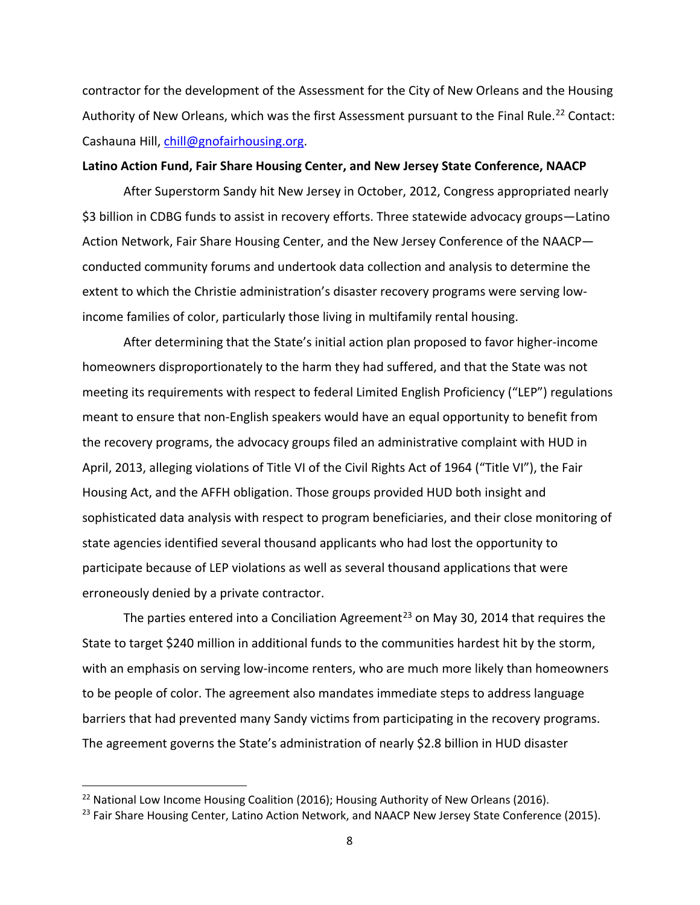contractor for the development of the Assessment for the City of New Orleans and the Housing Authority of New Orleans, which was the first Assessment pursuant to the Final Rule.[22] Contact: Cashauna Hill, chill@gnofairhousing.org.

**Latino Action Fund, Fair Share Housing Center, and New Jersey State Conference, NAACP**

After Superstorm Sandy hit New Jersey in October, 2012, Congress appropriated nearly $3 billion in CDBG funds to assist in recovery efforts. Three statewide advocacy groups—Latino Action Network, Fair Share Housing Center, and the New Jersey Conference of the NAACP—conducted community forums and undertook data collection and analysis to determine the extent to which the Christie administration's disaster recovery programs were serving low-income families of color, particularly those living in multifamily rental housing.

After determining that the State's initial action plan proposed to favor higher-income homeowners disproportionately to the harm they had suffered, and that the State was not meeting its requirements with respect to federal Limited English Proficiency ("LEP") regulations meant to ensure that non-English speakers would have an equal opportunity to benefit from the recovery programs, the advocacy groups filed an administrative complaint with HUD in April, 2013, alleging violations of Title VI of the Civil Rights Act of 1964 ("Title VI"), the Fair Housing Act, and the AFFH obligation. Those groups provided HUD both insight and sophisticated data analysis with respect to program beneficiaries, and their close monitoring of state agencies identified several thousand applicants who had lost the opportunity to participate because of LEP violations as well as several thousand applications that were erroneously denied by a private contractor.

The parties entered into a Conciliation Agreement[23] on May 30, 2014 that requires the State to target $240 million in additional funds to the communities hardest hit by the storm, with an emphasis on serving low-income renters, who are much more likely than homeowners to be people of color. The agreement also mandates immediate steps to address language barriers that had prevented many Sandy victims from participating in the recovery programs. The agreement governs the State's administration of nearly $2.8 billion in HUD disaster

[22] National Low Income Housing Coalition (2016); Housing Authority of New Orleans (2016).

[23] Fair Share Housing Center, Latino Action Network, and NAACP New Jersey State Conference (2015).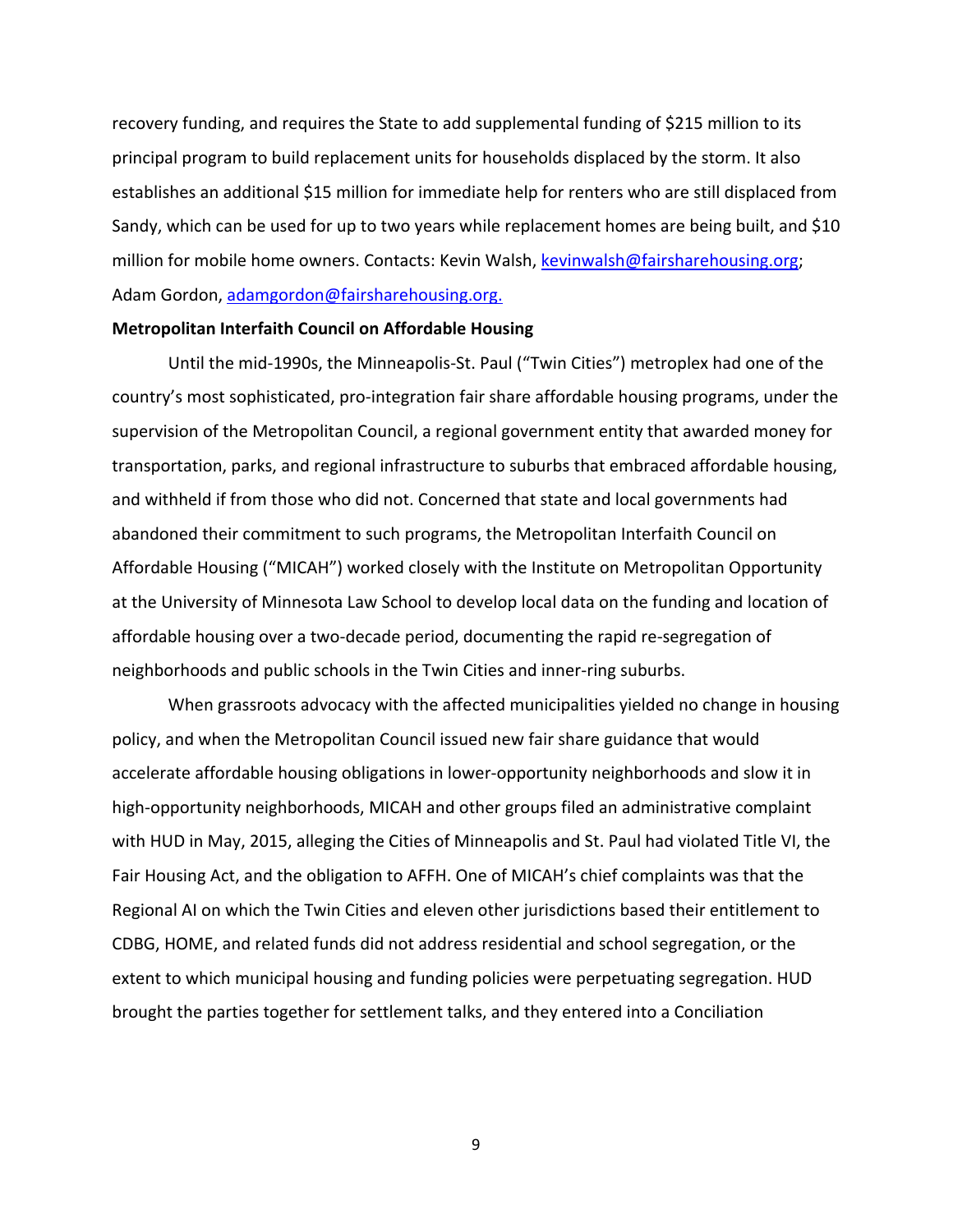recovery funding, and requires the State to add supplemental funding of $215 million to its principal program to build replacement units for households displaced by the storm. It also establishes an additional $15 million for immediate help for renters who are still displaced from Sandy, which can be used for up to two years while replacement homes are being built, and $10 million for mobile home owners. Contacts: Kevin Walsh, kevinwalsh@fairsharehousing.org; Adam Gordon, adamgordon@fairsharehousing.org.

**Metropolitan Interfaith Council on Affordable Housing**

Until the mid-1990s, the Minneapolis-St. Paul ("Twin Cities") metroplex had one of the country's most sophisticated, pro-integration fair share affordable housing programs, under the supervision of the Metropolitan Council, a regional government entity that awarded money for transportation, parks, and regional infrastructure to suburbs that embraced affordable housing, and withheld if from those who did not. Concerned that state and local governments had abandoned their commitment to such programs, the Metropolitan Interfaith Council on Affordable Housing ("MICAH") worked closely with the Institute on Metropolitan Opportunity at the University of Minnesota Law School to develop local data on the funding and location of affordable housing over a two-decade period, documenting the rapid re-segregation of neighborhoods and public schools in the Twin Cities and inner-ring suburbs.

When grassroots advocacy with the affected municipalities yielded no change in housing policy, and when the Metropolitan Council issued new fair share guidance that would accelerate affordable housing obligations in lower-opportunity neighborhoods and slow it in high-opportunity neighborhoods, MICAH and other groups filed an administrative complaint with HUD in May, 2015, alleging the Cities of Minneapolis and St. Paul had violated Title VI, the Fair Housing Act, and the obligation to AFFH. One of MICAH's chief complaints was that the Regional AI on which the Twin Cities and eleven other jurisdictions based their entitlement to CDBG, HOME, and related funds did not address residential and school segregation, or the extent to which municipal housing and funding policies were perpetuating segregation. HUD brought the parties together for settlement talks, and they entered into a Conciliation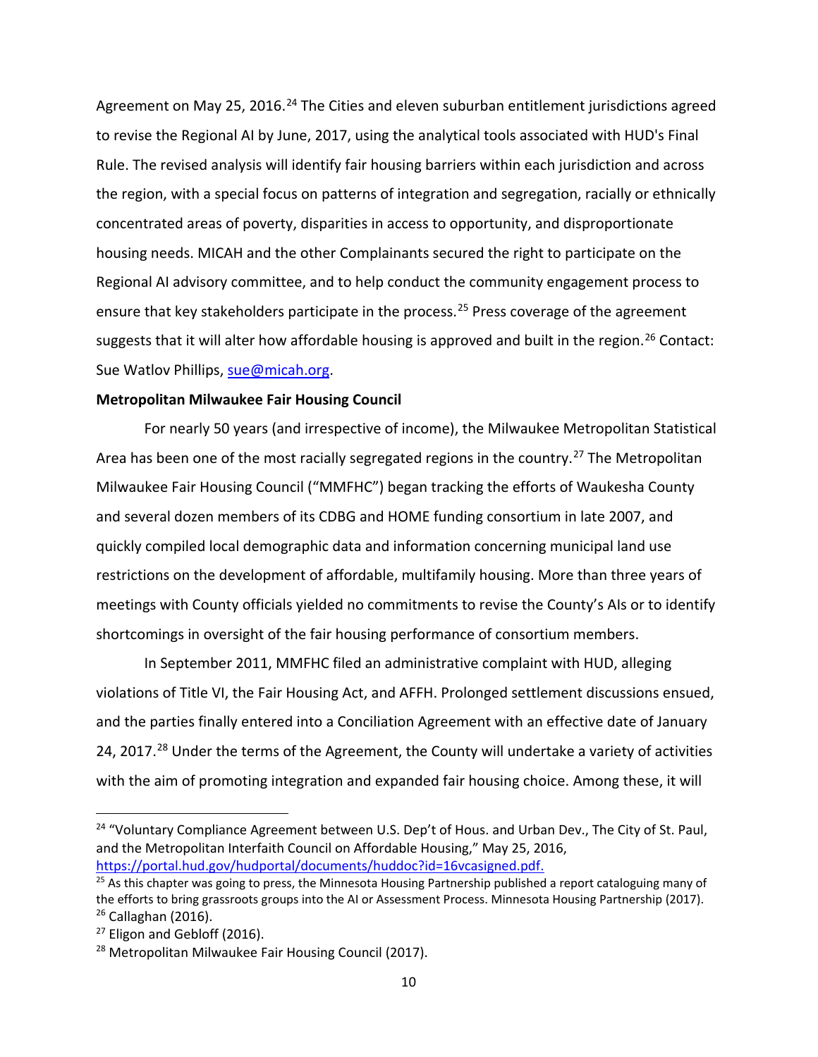Agreement on May 25, 2016.[24] The Cities and eleven suburban entitlement jurisdictions agreed to revise the Regional AI by June, 2017, using the analytical tools associated with HUD's Final Rule. The revised analysis will identify fair housing barriers within each jurisdiction and across the region, with a special focus on patterns of integration and segregation, racially or ethnically concentrated areas of poverty, disparities in access to opportunity, and disproportionate housing needs. MICAH and the other Complainants secured the right to participate on the Regional AI advisory committee, and to help conduct the community engagement process to ensure that key stakeholders participate in the process.[25] Press coverage of the agreement suggests that it will alter how affordable housing is approved and built in the region.[26] Contact: Sue Watlov Phillips, sue@micah.org.

**Metropolitan Milwaukee Fair Housing Council**

For nearly 50 years (and irrespective of income), the Milwaukee Metropolitan Statistical Area has been one of the most racially segregated regions in the country.[27] The Metropolitan Milwaukee Fair Housing Council ("MMFHC") began tracking the efforts of Waukesha County and several dozen members of its CDBG and HOME funding consortium in late 2007, and quickly compiled local demographic data and information concerning municipal land use restrictions on the development of affordable, multifamily housing. More than three years of meetings with County officials yielded no commitments to revise the County's AIs or to identify shortcomings in oversight of the fair housing performance of consortium members.

In September 2011, MMFHC filed an administrative complaint with HUD, alleging violations of Title VI, the Fair Housing Act, and AFFH. Prolonged settlement discussions ensued, and the parties finally entered into a Conciliation Agreement with an effective date of January 24, 2017.[28] Under the terms of the Agreement, the County will undertake a variety of activities with the aim of promoting integration and expanded fair housing choice. Among these, it will

---

[24] "Voluntary Compliance Agreement between U.S. Dep't of Hous. and Urban Dev., The City of St. Paul, and the Metropolitan Interfaith Council on Affordable Housing," May 25, 2016, https://portal.hud.gov/hudportal/documents/huddoc?id=16vcasigned.pdf.

[25] As this chapter was going to press, the Minnesota Housing Partnership published a report cataloguing many of the efforts to bring grassroots groups into the AI or Assessment Process. Minnesota Housing Partnership (2017).

[26] Callaghan (2016).

[27] Eligon and Gebloff (2016).

[28] Metropolitan Milwaukee Fair Housing Council (2017).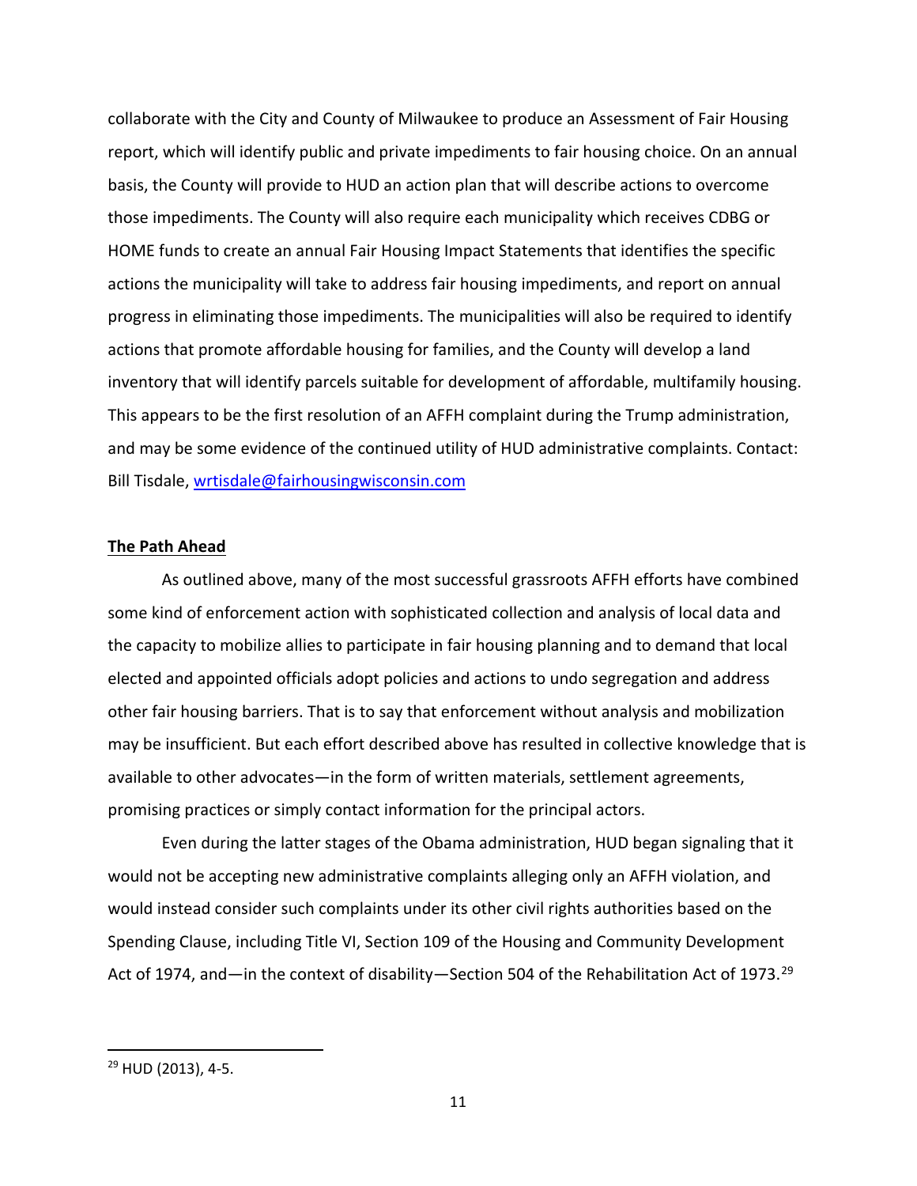collaborate with the City and County of Milwaukee to produce an Assessment of Fair Housing report, which will identify public and private impediments to fair housing choice. On an annual basis, the County will provide to HUD an action plan that will describe actions to overcome those impediments. The County will also require each municipality which receives CDBG or HOME funds to create an annual Fair Housing Impact Statements that identifies the specific actions the municipality will take to address fair housing impediments, and report on annual progress in eliminating those impediments. The municipalities will also be required to identify actions that promote affordable housing for families, and the County will develop a land inventory that will identify parcels suitable for development of affordable, multifamily housing. This appears to be the first resolution of an AFFH complaint during the Trump administration, and may be some evidence of the continued utility of HUD administrative complaints. Contact: Bill Tisdale, wrtisdale@fairhousingwisconsin.com

## The Path Ahead

As outlined above, many of the most successful grassroots AFFH efforts have combined some kind of enforcement action with sophisticated collection and analysis of local data and the capacity to mobilize allies to participate in fair housing planning and to demand that local elected and appointed officials adopt policies and actions to undo segregation and address other fair housing barriers. That is to say that enforcement without analysis and mobilization may be insufficient. But each effort described above has resulted in collective knowledge that is available to other advocates—in the form of written materials, settlement agreements, promising practices or simply contact information for the principal actors.

Even during the latter stages of the Obama administration, HUD began signaling that it would not be accepting new administrative complaints alleging only an AFFH violation, and would instead consider such complaints under its other civil rights authorities based on the Spending Clause, including Title VI, Section 109 of the Housing and Community Development Act of 1974, and—in the context of disability—Section 504 of the Rehabilitation Act of 1973.[29]

[29] HUD (2013), 4-5.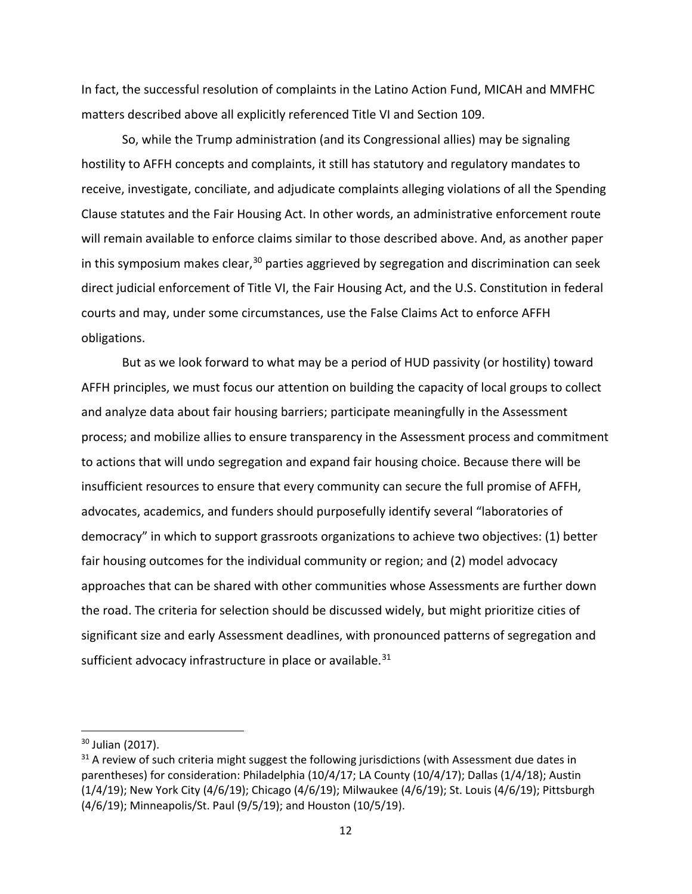In fact, the successful resolution of complaints in the Latino Action Fund, MICAH and MMFHC matters described above all explicitly referenced Title VI and Section 109.

So, while the Trump administration (and its Congressional allies) may be signaling hostility to AFFH concepts and complaints, it still has statutory and regulatory mandates to receive, investigate, conciliate, and adjudicate complaints alleging violations of all the Spending Clause statutes and the Fair Housing Act. In other words, an administrative enforcement route will remain available to enforce claims similar to those described above. And, as another paper in this symposium makes clear,[30] parties aggrieved by segregation and discrimination can seek direct judicial enforcement of Title VI, the Fair Housing Act, and the U.S. Constitution in federal courts and may, under some circumstances, use the False Claims Act to enforce AFFH obligations.

But as we look forward to what may be a period of HUD passivity (or hostility) toward AFFH principles, we must focus our attention on building the capacity of local groups to collect and analyze data about fair housing barriers; participate meaningfully in the Assessment process; and mobilize allies to ensure transparency in the Assessment process and commitment to actions that will undo segregation and expand fair housing choice. Because there will be insufficient resources to ensure that every community can secure the full promise of AFFH, advocates, academics, and funders should purposefully identify several "laboratories of democracy" in which to support grassroots organizations to achieve two objectives: (1) better fair housing outcomes for the individual community or region; and (2) model advocacy approaches that can be shared with other communities whose Assessments are further down the road. The criteria for selection should be discussed widely, but might prioritize cities of significant size and early Assessment deadlines, with pronounced patterns of segregation and sufficient advocacy infrastructure in place or available.[31]

---

[30] Julian (2017).

[31] A review of such criteria might suggest the following jurisdictions (with Assessment due dates in parentheses) for consideration: Philadelphia (10/4/17; LA County (10/4/17); Dallas (1/4/18); Austin (1/4/19); New York City (4/6/19); Chicago (4/6/19); Milwaukee (4/6/19); St. Louis (4/6/19); Pittsburgh (4/6/19); Minneapolis/St. Paul (9/5/19); and Houston (10/5/19).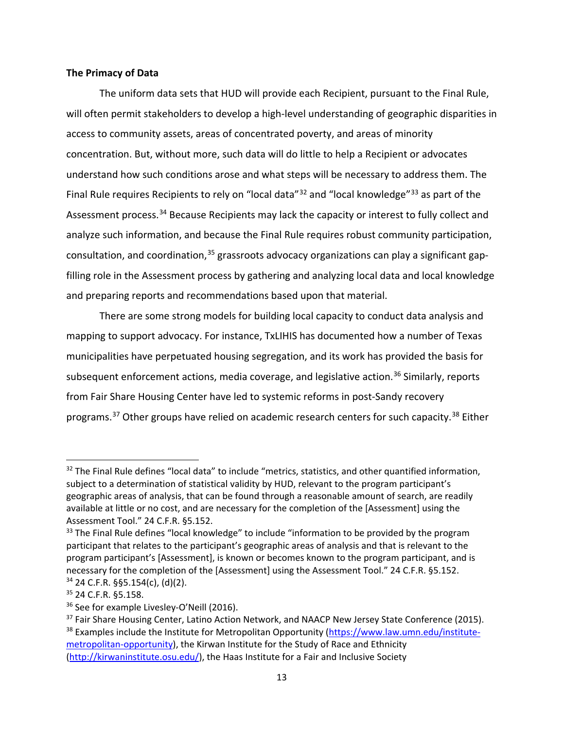## The Primacy of Data

The uniform data sets that HUD will provide each Recipient, pursuant to the Final Rule, will often permit stakeholders to develop a high-level understanding of geographic disparities in access to community assets, areas of concentrated poverty, and areas of minority concentration. But, without more, such data will do little to help a Recipient or advocates understand how such conditions arose and what steps will be necessary to address them. The Final Rule requires Recipients to rely on "local data"[32] and "local knowledge"[33] as part of the Assessment process.[34] Because Recipients may lack the capacity or interest to fully collect and analyze such information, and because the Final Rule requires robust community participation, consultation, and coordination,[35] grassroots advocacy organizations can play a significant gap-filling role in the Assessment process by gathering and analyzing local data and local knowledge and preparing reports and recommendations based upon that material.

There are some strong models for building local capacity to conduct data analysis and mapping to support advocacy. For instance, TxLIHIS has documented how a number of Texas municipalities have perpetuated housing segregation, and its work has provided the basis for subsequent enforcement actions, media coverage, and legislative action.[36] Similarly, reports from Fair Share Housing Center have led to systemic reforms in post-Sandy recovery programs.[37] Other groups have relied on academic research centers for such capacity.[38] Either

---

[32] The Final Rule defines "local data" to include "metrics, statistics, and other quantified information, subject to a determination of statistical validity by HUD, relevant to the program participant's geographic areas of analysis, that can be found through a reasonable amount of search, are readily available at little or no cost, and are necessary for the completion of the [Assessment] using the Assessment Tool." 24 C.F.R. §5.152.

[33] The Final Rule defines "local knowledge" to include "information to be provided by the program participant that relates to the participant's geographic areas of analysis and that is relevant to the program participant's [Assessment], is known or becomes known to the program participant, and is necessary for the completion of the [Assessment] using the Assessment Tool." 24 C.F.R. §5.152.

[34] 24 C.F.R. §§5.154(c), (d)(2).

[35] 24 C.F.R. §5.158.

[36] See for example Livesley-O'Neill (2016).

[37] Fair Share Housing Center, Latino Action Network, and NAACP New Jersey State Conference (2015).

[38] Examples include the Institute for Metropolitan Opportunity (https://www.law.umn.edu/institute-metropolitan-opportunity), the Kirwan Institute for the Study of Race and Ethnicity (http://kirwaninstitute.osu.edu/), the Haas Institute for a Fair and Inclusive Society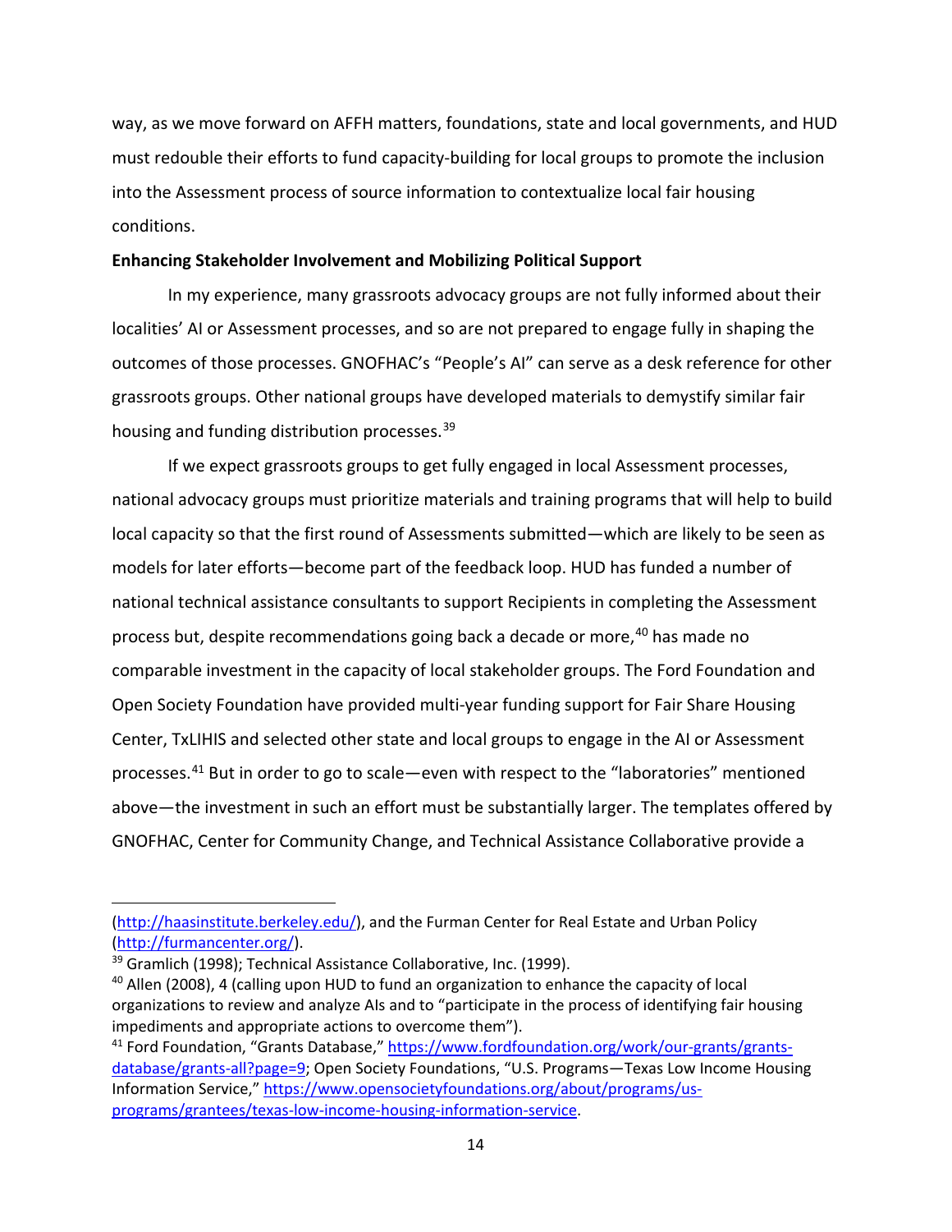way, as we move forward on AFFH matters, foundations, state and local governments, and HUD must redouble their efforts to fund capacity-building for local groups to promote the inclusion into the Assessment process of source information to contextualize local fair housing conditions.

**Enhancing Stakeholder Involvement and Mobilizing Political Support**

In my experience, many grassroots advocacy groups are not fully informed about their localities' AI or Assessment processes, and so are not prepared to engage fully in shaping the outcomes of those processes. GNOFHAC's "People's AI" can serve as a desk reference for other grassroots groups. Other national groups have developed materials to demystify similar fair housing and funding distribution processes.[39]

If we expect grassroots groups to get fully engaged in local Assessment processes, national advocacy groups must prioritize materials and training programs that will help to build local capacity so that the first round of Assessments submitted—which are likely to be seen as models for later efforts—become part of the feedback loop. HUD has funded a number of national technical assistance consultants to support Recipients in completing the Assessment process but, despite recommendations going back a decade or more,[40] has made no comparable investment in the capacity of local stakeholder groups. The Ford Foundation and Open Society Foundation have provided multi-year funding support for Fair Share Housing Center, TxLIHIS and selected other state and local groups to engage in the AI or Assessment processes.[41] But in order to go to scale—even with respect to the "laboratories" mentioned above—the investment in such an effort must be substantially larger. The templates offered by GNOFHAC, Center for Community Change, and Technical Assistance Collaborative provide a

---

(http://haasinstitute.berkeley.edu/), and the Furman Center for Real Estate and Urban Policy (http://furmancenter.org/).

[39] Gramlich (1998); Technical Assistance Collaborative, Inc. (1999).

[40] Allen (2008), 4 (calling upon HUD to fund an organization to enhance the capacity of local organizations to review and analyze AIs and to "participate in the process of identifying fair housing impediments and appropriate actions to overcome them").

[41] Ford Foundation, "Grants Database," https://www.fordfoundation.org/work/our-grants/grants-database/grants-all?page=9; Open Society Foundations, "U.S. Programs—Texas Low Income Housing Information Service," https://www.opensocietyfoundations.org/about/programs/us-programs/grantees/texas-low-income-housing-information-service.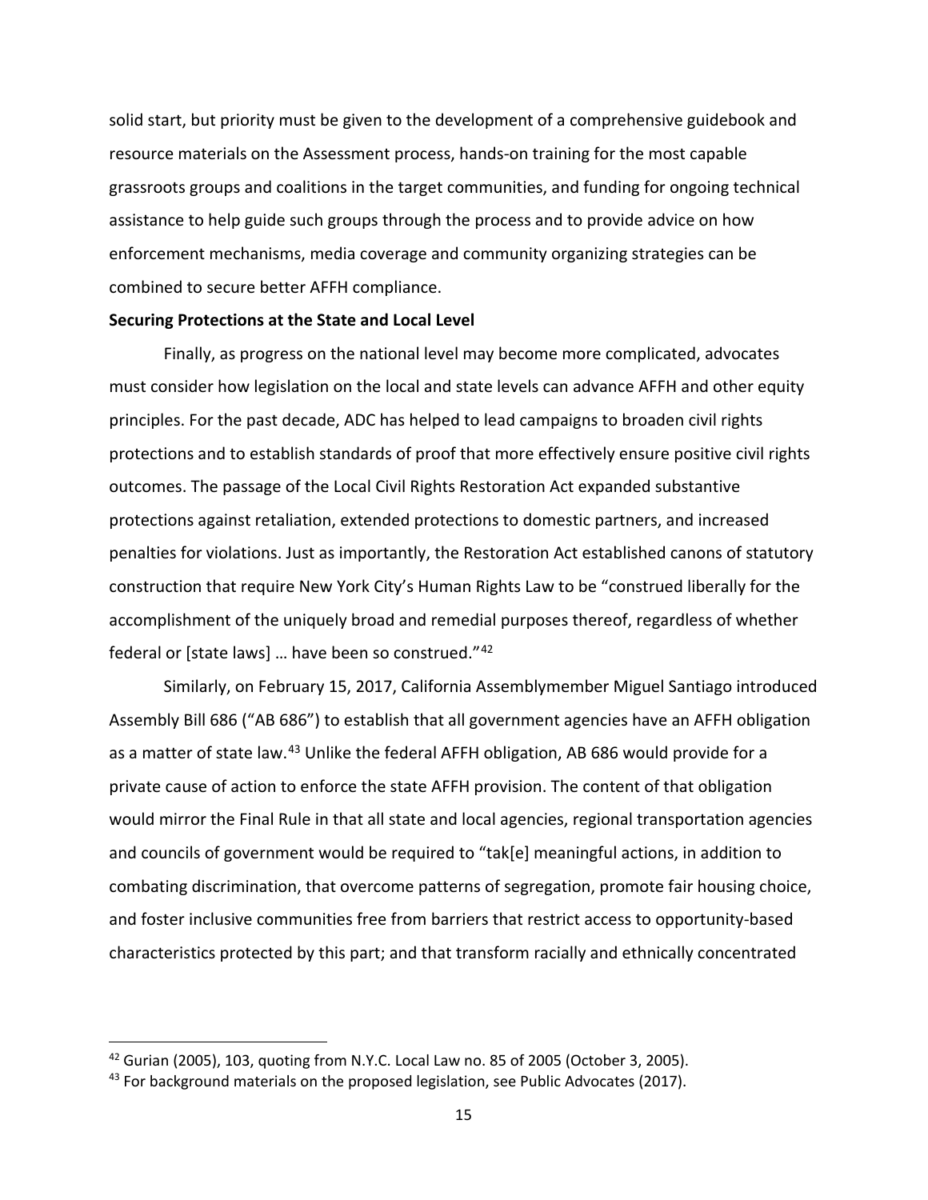solid start, but priority must be given to the development of a comprehensive guidebook and resource materials on the Assessment process, hands-on training for the most capable grassroots groups and coalitions in the target communities, and funding for ongoing technical assistance to help guide such groups through the process and to provide advice on how enforcement mechanisms, media coverage and community organizing strategies can be combined to secure better AFFH compliance.

**Securing Protections at the State and Local Level**

Finally, as progress on the national level may become more complicated, advocates must consider how legislation on the local and state levels can advance AFFH and other equity principles. For the past decade, ADC has helped to lead campaigns to broaden civil rights protections and to establish standards of proof that more effectively ensure positive civil rights outcomes. The passage of the Local Civil Rights Restoration Act expanded substantive protections against retaliation, extended protections to domestic partners, and increased penalties for violations. Just as importantly, the Restoration Act established canons of statutory construction that require New York City's Human Rights Law to be "construed liberally for the accomplishment of the uniquely broad and remedial purposes thereof, regardless of whether federal or [state laws] … have been so construed."[42]

Similarly, on February 15, 2017, California Assemblymember Miguel Santiago introduced Assembly Bill 686 ("AB 686") to establish that all government agencies have an AFFH obligation as a matter of state law.[43] Unlike the federal AFFH obligation, AB 686 would provide for a private cause of action to enforce the state AFFH provision. The content of that obligation would mirror the Final Rule in that all state and local agencies, regional transportation agencies and councils of government would be required to "tak[e] meaningful actions, in addition to combating discrimination, that overcome patterns of segregation, promote fair housing choice, and foster inclusive communities free from barriers that restrict access to opportunity-based characteristics protected by this part; and that transform racially and ethnically concentrated

[42] Gurian (2005), 103, quoting from N.Y.C. Local Law no. 85 of 2005 (October 3, 2005).

[43] For background materials on the proposed legislation, see Public Advocates (2017).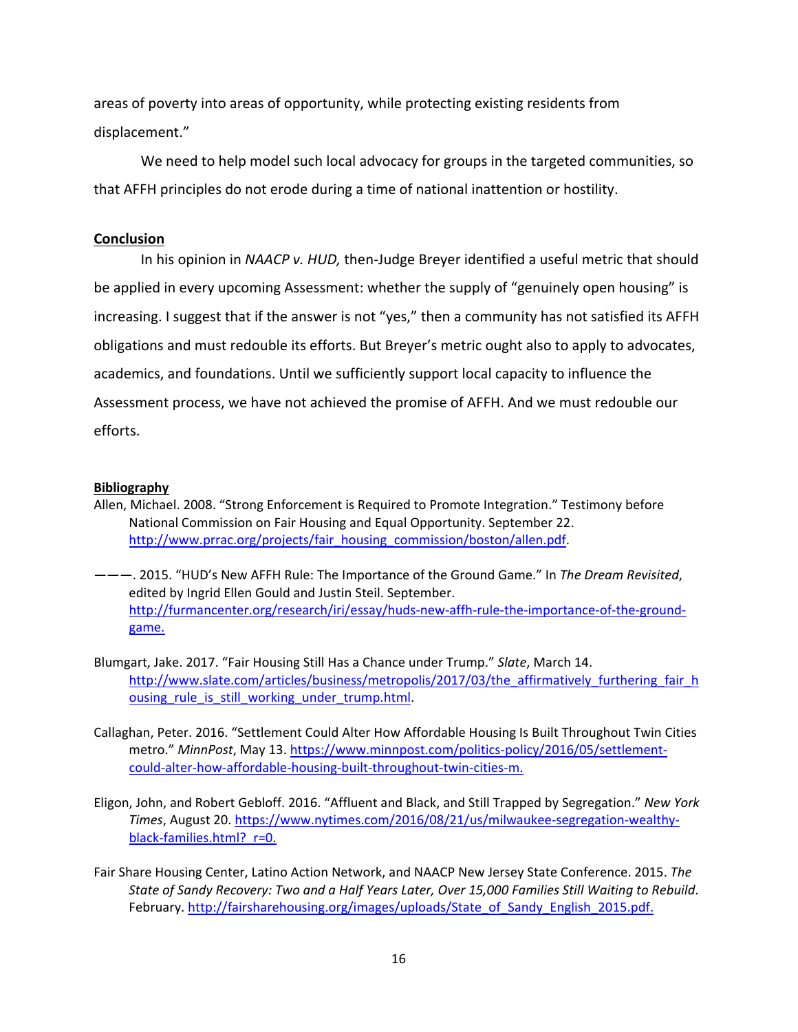areas of poverty into areas of opportunity, while protecting existing residents from displacement."

We need to help model such local advocacy for groups in the targeted communities, so that AFFH principles do not erode during a time of national inattention or hostility.

## **Conclusion**

In his opinion in *NAACP v. HUD,* then-Judge Breyer identified a useful metric that should be applied in every upcoming Assessment: whether the supply of "genuinely open housing" is increasing. I suggest that if the answer is not "yes," then a community has not satisfied its AFFH obligations and must redouble its efforts. But Breyer's metric ought also to apply to advocates, academics, and foundations. Until we sufficiently support local capacity to influence the Assessment process, we have not achieved the promise of AFFH. And we must redouble our efforts.

## **Bibliography**

Allen, Michael. 2008. "Strong Enforcement is Required to Promote Integration." Testimony before National Commission on Fair Housing and Equal Opportunity. September 22. http://www.prrac.org/projects/fair_housing_commission/boston/allen.pdf.

———. 2015. "HUD's New AFFH Rule: The Importance of the Ground Game." In *The Dream Revisited*, edited by Ingrid Ellen Gould and Justin Steil. September. http://furmancenter.org/research/iri/essay/huds-new-affh-rule-the-importance-of-the-ground-game.

Blumgart, Jake. 2017. "Fair Housing Still Has a Chance under Trump." *Slate*, March 14. http://www.slate.com/articles/business/metropolis/2017/03/the_affirmatively_furthering_fair_housing_rule_is_still_working_under_trump.html.

Callaghan, Peter. 2016. "Settlement Could Alter How Affordable Housing Is Built Throughout Twin Cities metro." *MinnPost*, May 13. https://www.minnpost.com/politics-policy/2016/05/settlement-could-alter-how-affordable-housing-built-throughout-twin-cities-m.

Eligon, John, and Robert Gebloff. 2016. "Affluent and Black, and Still Trapped by Segregation." *New York Times*, August 20. https://www.nytimes.com/2016/08/21/us/milwaukee-segregation-wealthy-black-families.html?_r=0.

Fair Share Housing Center, Latino Action Network, and NAACP New Jersey State Conference. 2015. *The State of Sandy Recovery: Two and a Half Years Later, Over 15,000 Families Still Waiting to Rebuild*. February. http://fairsharehousing.org/images/uploads/State_of_Sandy_English_2015.pdf.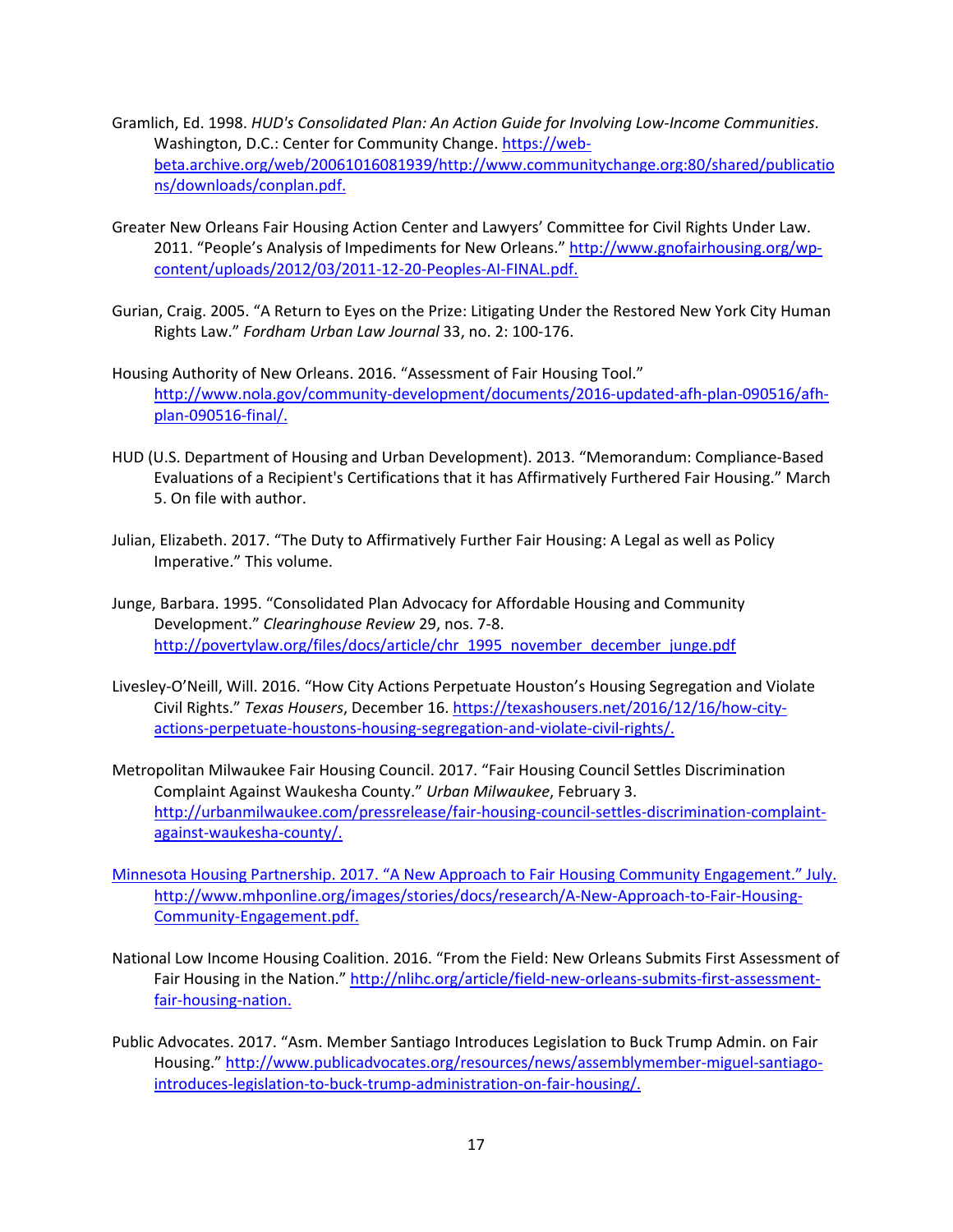Gramlich, Ed. 1998. *HUD's Consolidated Plan: An Action Guide for Involving Low-Income Communities*. Washington, D.C.: Center for Community Change. https://web-beta.archive.org/web/20061016081939/http://www.communitychange.org:80/shared/publications/downloads/conplan.pdf.

Greater New Orleans Fair Housing Action Center and Lawyers' Committee for Civil Rights Under Law. 2011. "People's Analysis of Impediments for New Orleans." http://www.gnofairhousing.org/wp-content/uploads/2012/03/2011-12-20-Peoples-AI-FINAL.pdf.

Gurian, Craig. 2005. "A Return to Eyes on the Prize: Litigating Under the Restored New York City Human Rights Law." *Fordham Urban Law Journal* 33, no. 2: 100-176.

Housing Authority of New Orleans. 2016. "Assessment of Fair Housing Tool." http://www.nola.gov/community-development/documents/2016-updated-afh-plan-090516/afh-plan-090516-final/.

HUD (U.S. Department of Housing and Urban Development). 2013. "Memorandum: Compliance-Based Evaluations of a Recipient's Certifications that it has Affirmatively Furthered Fair Housing." March 5. On file with author.

Julian, Elizabeth. 2017. "The Duty to Affirmatively Further Fair Housing: A Legal as well as Policy Imperative." This volume.

Junge, Barbara. 1995. "Consolidated Plan Advocacy for Affordable Housing and Community Development." *Clearinghouse Review* 29, nos. 7-8. http://povertylaw.org/files/docs/article/chr_1995_november_december_junge.pdf

Livesley-O'Neill, Will. 2016. "How City Actions Perpetuate Houston's Housing Segregation and Violate Civil Rights." *Texas Housers*, December 16. https://texashousers.net/2016/12/16/how-city-actions-perpetuate-houstons-housing-segregation-and-violate-civil-rights/.

Metropolitan Milwaukee Fair Housing Council. 2017. "Fair Housing Council Settles Discrimination Complaint Against Waukesha County." *Urban Milwaukee*, February 3. http://urbanmilwaukee.com/pressrelease/fair-housing-council-settles-discrimination-complaint-against-waukesha-county/.

Minnesota Housing Partnership. 2017. "A New Approach to Fair Housing Community Engagement." July. http://www.mhponline.org/images/stories/docs/research/A-New-Approach-to-Fair-Housing-Community-Engagement.pdf.

National Low Income Housing Coalition. 2016. "From the Field: New Orleans Submits First Assessment of Fair Housing in the Nation." http://nlihc.org/article/field-new-orleans-submits-first-assessment-fair-housing-nation.

Public Advocates. 2017. "Asm. Member Santiago Introduces Legislation to Buck Trump Admin. on Fair Housing." http://www.publicadvocates.org/resources/news/assemblymember-miguel-santiago-introduces-legislation-to-buck-trump-administration-on-fair-housing/.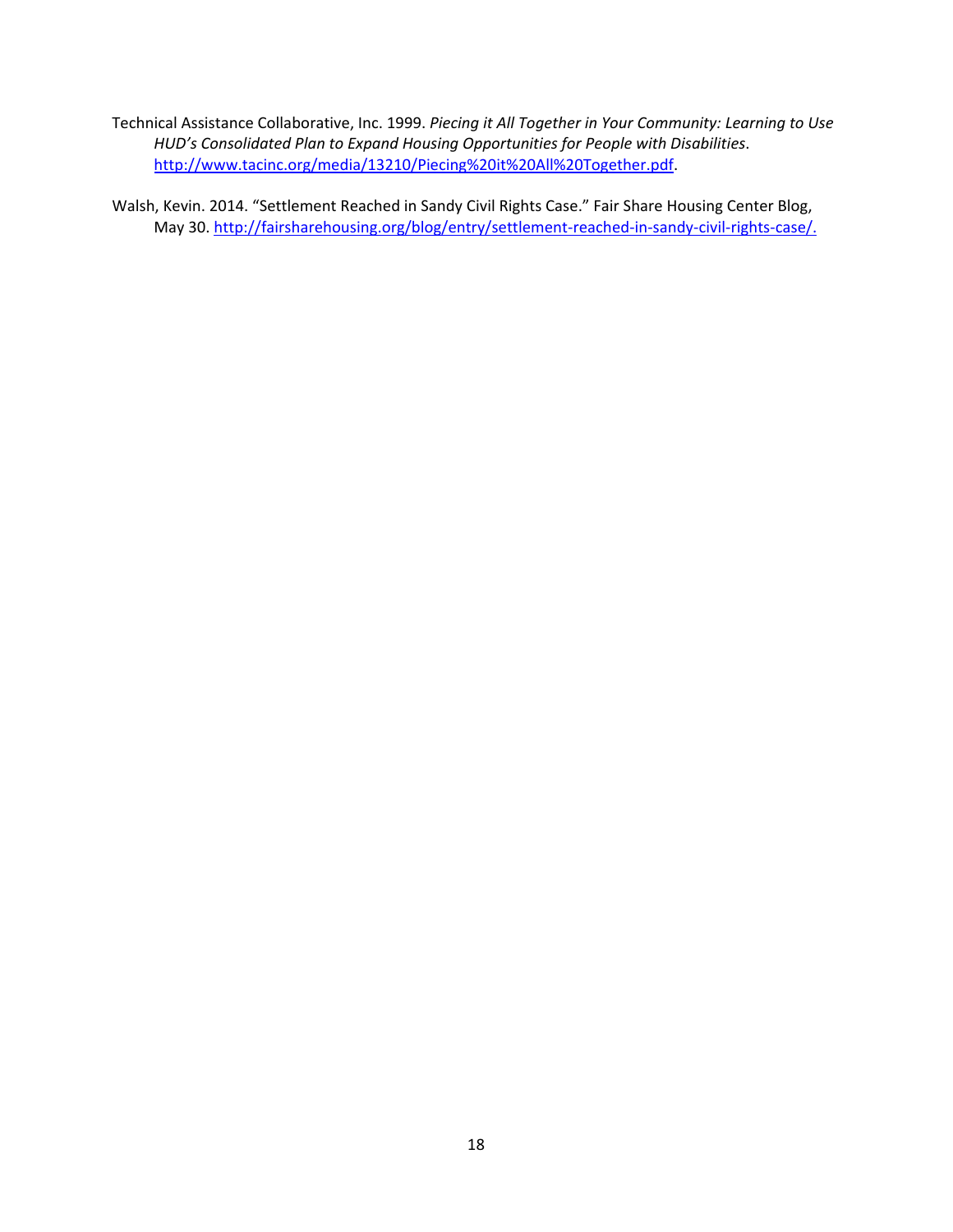Technical Assistance Collaborative, Inc. 1999. *Piecing it All Together in Your Community: Learning to Use HUD's Consolidated Plan to Expand Housing Opportunities for People with Disabilities*. http://www.tacinc.org/media/13210/Piecing%20it%20All%20Together.pdf.

Walsh, Kevin. 2014. "Settlement Reached in Sandy Civil Rights Case." Fair Share Housing Center Blog, May 30. http://fairsharehousing.org/blog/entry/settlement-reached-in-sandy-civil-rights-case/.